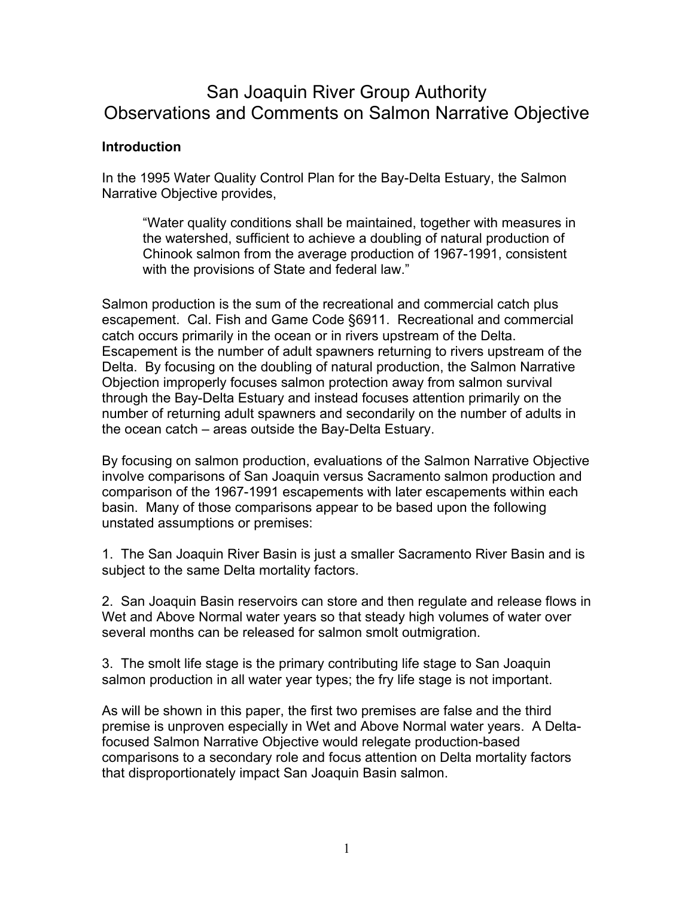# San Joaquin River Group Authority
# Observations and Comments on Salmon Narrative Objective

**Introduction**

In the 1995 Water Quality Control Plan for the Bay-Delta Estuary, the Salmon Narrative Objective provides,

> "Water quality conditions shall be maintained, together with measures in the watershed, sufficient to achieve a doubling of natural production of Chinook salmon from the average production of 1967-1991, consistent with the provisions of State and federal law."

Salmon production is the sum of the recreational and commercial catch plus escapement. Cal. Fish and Game Code §6911. Recreational and commercial catch occurs primarily in the ocean or in rivers upstream of the Delta. Escapement is the number of adult spawners returning to rivers upstream of the Delta. By focusing on the doubling of natural production, the Salmon Narrative Objection improperly focuses salmon protection away from salmon survival through the Bay-Delta Estuary and instead focuses attention primarily on the number of returning adult spawners and secondarily on the number of adults in the ocean catch – areas outside the Bay-Delta Estuary.

By focusing on salmon production, evaluations of the Salmon Narrative Objective involve comparisons of San Joaquin versus Sacramento salmon production and comparison of the 1967-1991 escapements with later escapements within each basin. Many of those comparisons appear to be based upon the following unstated assumptions or premises:

1. The San Joaquin River Basin is just a smaller Sacramento River Basin and is subject to the same Delta mortality factors.

2. San Joaquin Basin reservoirs can store and then regulate and release flows in Wet and Above Normal water years so that steady high volumes of water over several months can be released for salmon smolt outmigration.

3. The smolt life stage is the primary contributing life stage to San Joaquin salmon production in all water year types; the fry life stage is not important.

As will be shown in this paper, the first two premises are false and the third premise is unproven especially in Wet and Above Normal water years. A Delta-focused Salmon Narrative Objective would relegate production-based comparisons to a secondary role and focus attention on Delta mortality factors that disproportionately impact San Joaquin Basin salmon.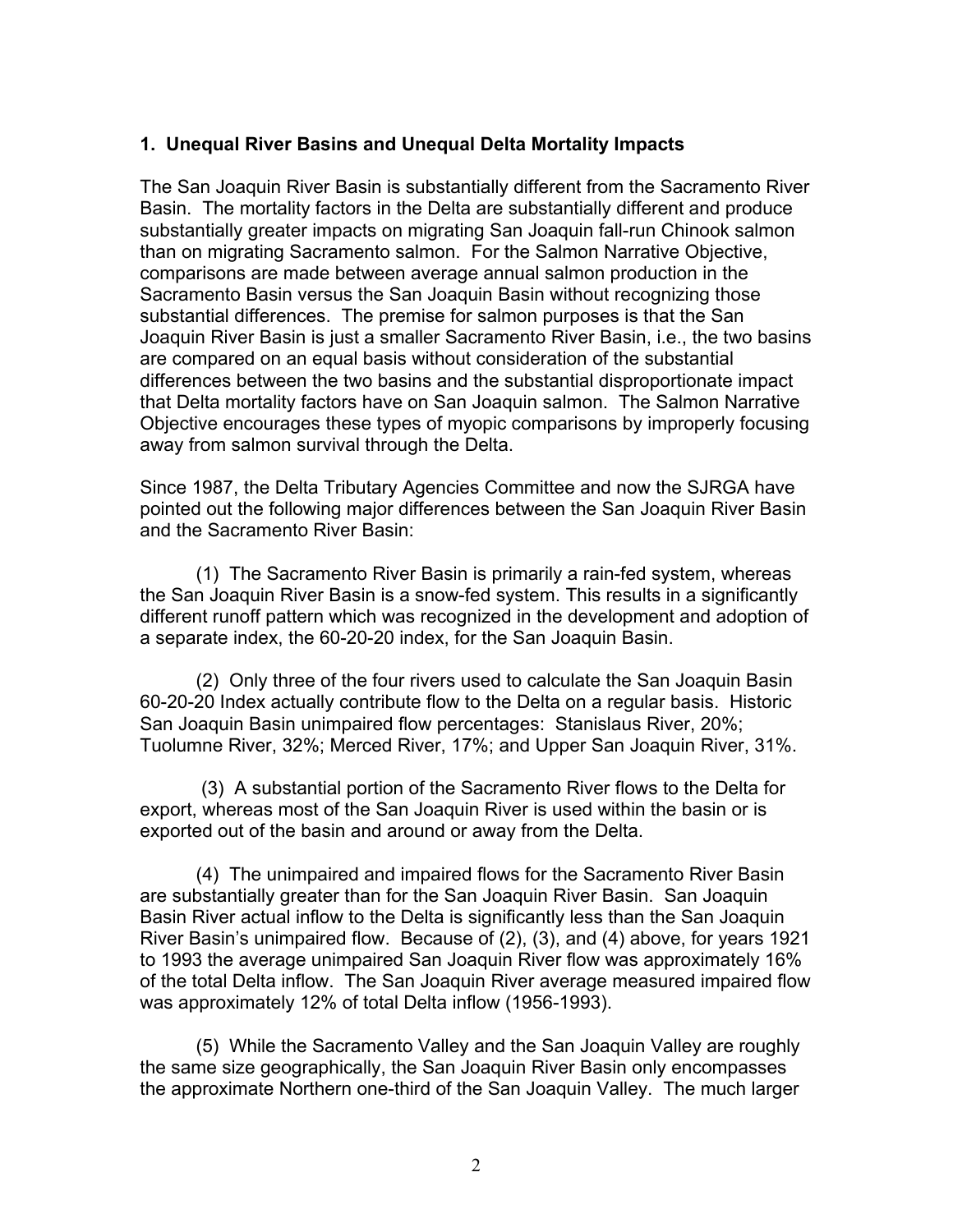**1. Unequal River Basins and Unequal Delta Mortality Impacts**

The San Joaquin River Basin is substantially different from the Sacramento River Basin. The mortality factors in the Delta are substantially different and produce substantially greater impacts on migrating San Joaquin fall-run Chinook salmon than on migrating Sacramento salmon. For the Salmon Narrative Objective, comparisons are made between average annual salmon production in the Sacramento Basin versus the San Joaquin Basin without recognizing those substantial differences. The premise for salmon purposes is that the San Joaquin River Basin is just a smaller Sacramento River Basin, i.e., the two basins are compared on an equal basis without consideration of the substantial differences between the two basins and the substantial disproportionate impact that Delta mortality factors have on San Joaquin salmon. The Salmon Narrative Objective encourages these types of myopic comparisons by improperly focusing away from salmon survival through the Delta.

Since 1987, the Delta Tributary Agencies Committee and now the SJRGA have pointed out the following major differences between the San Joaquin River Basin and the Sacramento River Basin:

(1) The Sacramento River Basin is primarily a rain-fed system, whereas the San Joaquin River Basin is a snow-fed system. This results in a significantly different runoff pattern which was recognized in the development and adoption of a separate index, the 60-20-20 index, for the San Joaquin Basin.

(2) Only three of the four rivers used to calculate the San Joaquin Basin 60-20-20 Index actually contribute flow to the Delta on a regular basis. Historic San Joaquin Basin unimpaired flow percentages: Stanislaus River, 20%; Tuolumne River, 32%; Merced River, 17%; and Upper San Joaquin River, 31%.

(3) A substantial portion of the Sacramento River flows to the Delta for export, whereas most of the San Joaquin River is used within the basin or is exported out of the basin and around or away from the Delta.

(4) The unimpaired and impaired flows for the Sacramento River Basin are substantially greater than for the San Joaquin River Basin. San Joaquin Basin River actual inflow to the Delta is significantly less than the San Joaquin River Basin's unimpaired flow. Because of (2), (3), and (4) above, for years 1921 to 1993 the average unimpaired San Joaquin River flow was approximately 16% of the total Delta inflow. The San Joaquin River average measured impaired flow was approximately 12% of total Delta inflow (1956-1993).

(5) While the Sacramento Valley and the San Joaquin Valley are roughly the same size geographically, the San Joaquin River Basin only encompasses the approximate Northern one-third of the San Joaquin Valley. The much larger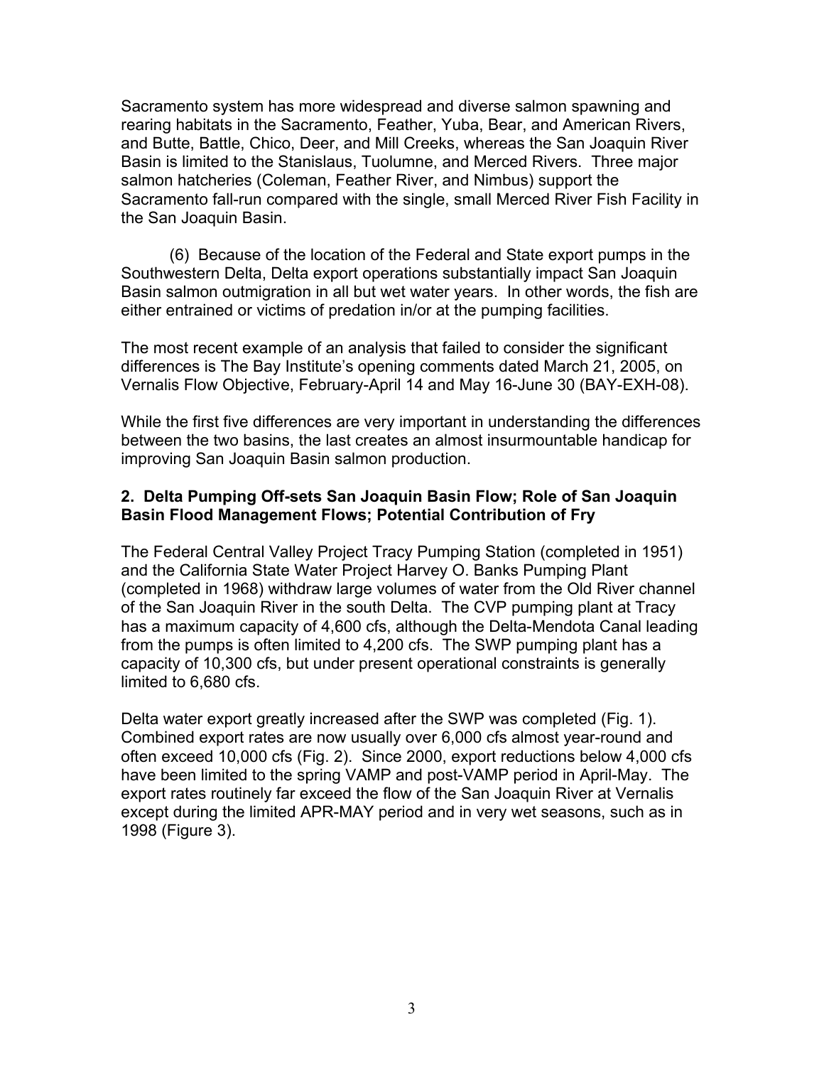Sacramento system has more widespread and diverse salmon spawning and rearing habitats in the Sacramento, Feather, Yuba, Bear, and American Rivers, and Butte, Battle, Chico, Deer, and Mill Creeks, whereas the San Joaquin River Basin is limited to the Stanislaus, Tuolumne, and Merced Rivers. Three major salmon hatcheries (Coleman, Feather River, and Nimbus) support the Sacramento fall-run compared with the single, small Merced River Fish Facility in the San Joaquin Basin.

(6) Because of the location of the Federal and State export pumps in the Southwestern Delta, Delta export operations substantially impact San Joaquin Basin salmon outmigration in all but wet water years. In other words, the fish are either entrained or victims of predation in/or at the pumping facilities.

The most recent example of an analysis that failed to consider the significant differences is The Bay Institute's opening comments dated March 21, 2005, on Vernalis Flow Objective, February-April 14 and May 16-June 30 (BAY-EXH-08).

While the first five differences are very important in understanding the differences between the two basins, the last creates an almost insurmountable handicap for improving San Joaquin Basin salmon production.

### 2. Delta Pumping Off-sets San Joaquin Basin Flow; Role of San Joaquin Basin Flood Management Flows; Potential Contribution of Fry

The Federal Central Valley Project Tracy Pumping Station (completed in 1951) and the California State Water Project Harvey O. Banks Pumping Plant (completed in 1968) withdraw large volumes of water from the Old River channel of the San Joaquin River in the south Delta. The CVP pumping plant at Tracy has a maximum capacity of 4,600 cfs, although the Delta-Mendota Canal leading from the pumps is often limited to 4,200 cfs. The SWP pumping plant has a capacity of 10,300 cfs, but under present operational constraints is generally limited to 6,680 cfs.

Delta water export greatly increased after the SWP was completed (Fig. 1). Combined export rates are now usually over 6,000 cfs almost year-round and often exceed 10,000 cfs (Fig. 2). Since 2000, export reductions below 4,000 cfs have been limited to the spring VAMP and post-VAMP period in April-May. The export rates routinely far exceed the flow of the San Joaquin River at Vernalis except during the limited APR-MAY period and in very wet seasons, such as in 1998 (Figure 3).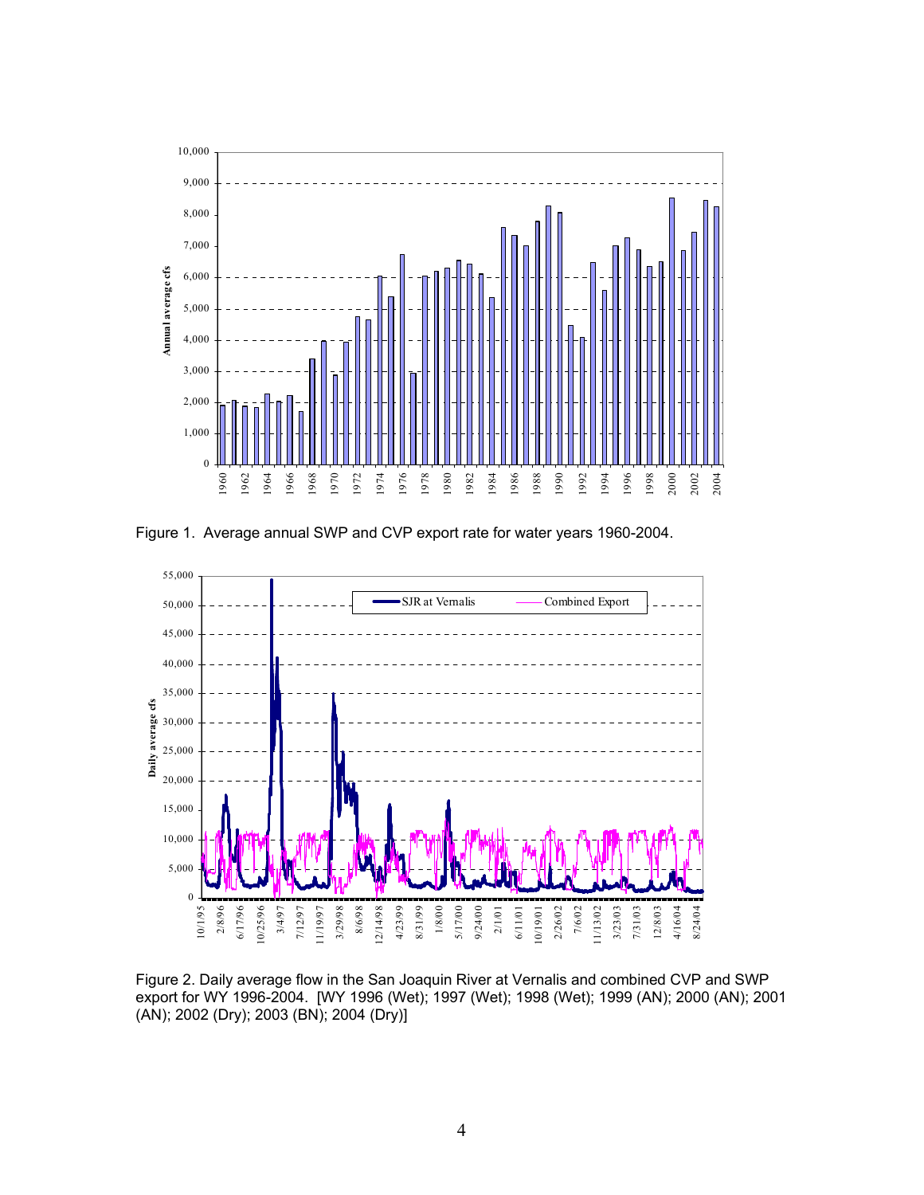Figure 1. Average annual SWP and CVP export rate for water years 1960-2004.

Figure 2. Daily average flow in the San Joaquin River at Vernalis and combined CVP and SWP export for WY 1996-2004. [WY 1996 (Wet); 1997 (Wet); 1998 (Wet); 1999 (AN); 2000 (AN); 2001 (AN); 2002 (Dry); 2003 (BN); 2004 (Dry)]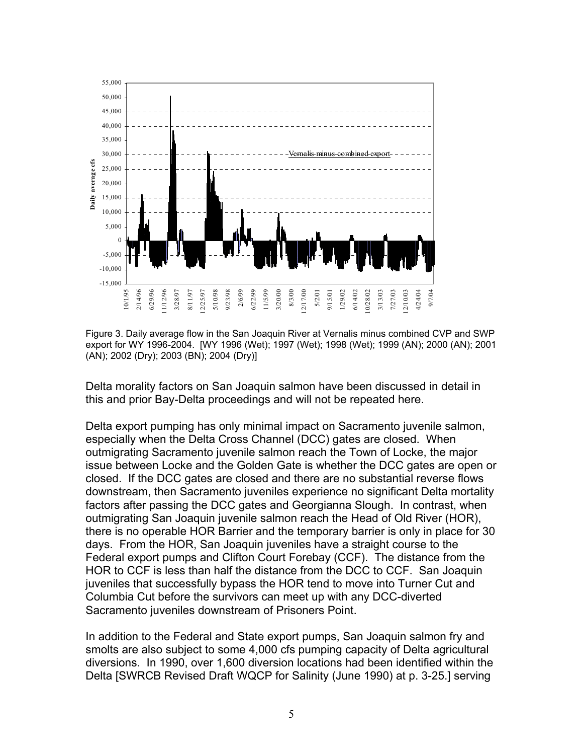Figure 3. Daily average flow in the San Joaquin River at Vernalis minus combined CVP and SWP export for WY 1996-2004. [WY 1996 (Wet); 1997 (Wet); 1998 (Wet); 1999 (AN); 2000 (AN); 2001 (AN); 2002 (Dry); 2003 (BN); 2004 (Dry)]

Delta morality factors on San Joaquin salmon have been discussed in detail in this and prior Bay-Delta proceedings and will not be repeated here.

Delta export pumping has only minimal impact on Sacramento juvenile salmon, especially when the Delta Cross Channel (DCC) gates are closed. When outmigrating Sacramento juvenile salmon reach the Town of Locke, the major issue between Locke and the Golden Gate is whether the DCC gates are open or closed. If the DCC gates are closed and there are no substantial reverse flows downstream, then Sacramento juveniles experience no significant Delta mortality factors after passing the DCC gates and Georgianna Slough. In contrast, when outmigrating San Joaquin juvenile salmon reach the Head of Old River (HOR), there is no operable HOR Barrier and the temporary barrier is only in place for 30 days. From the HOR, San Joaquin juveniles have a straight course to the Federal export pumps and Clifton Court Forebay (CCF). The distance from the HOR to CCF is less than half the distance from the DCC to CCF. San Joaquin juveniles that successfully bypass the HOR tend to move into Turner Cut and Columbia Cut before the survivors can meet up with any DCC-diverted Sacramento juveniles downstream of Prisoners Point.

In addition to the Federal and State export pumps, San Joaquin salmon fry and smolts are also subject to some 4,000 cfs pumping capacity of Delta agricultural diversions. In 1990, over 1,600 diversion locations had been identified within the Delta [SWRCB Revised Draft WQCP for Salinity (June 1990) at p. 3-25.] serving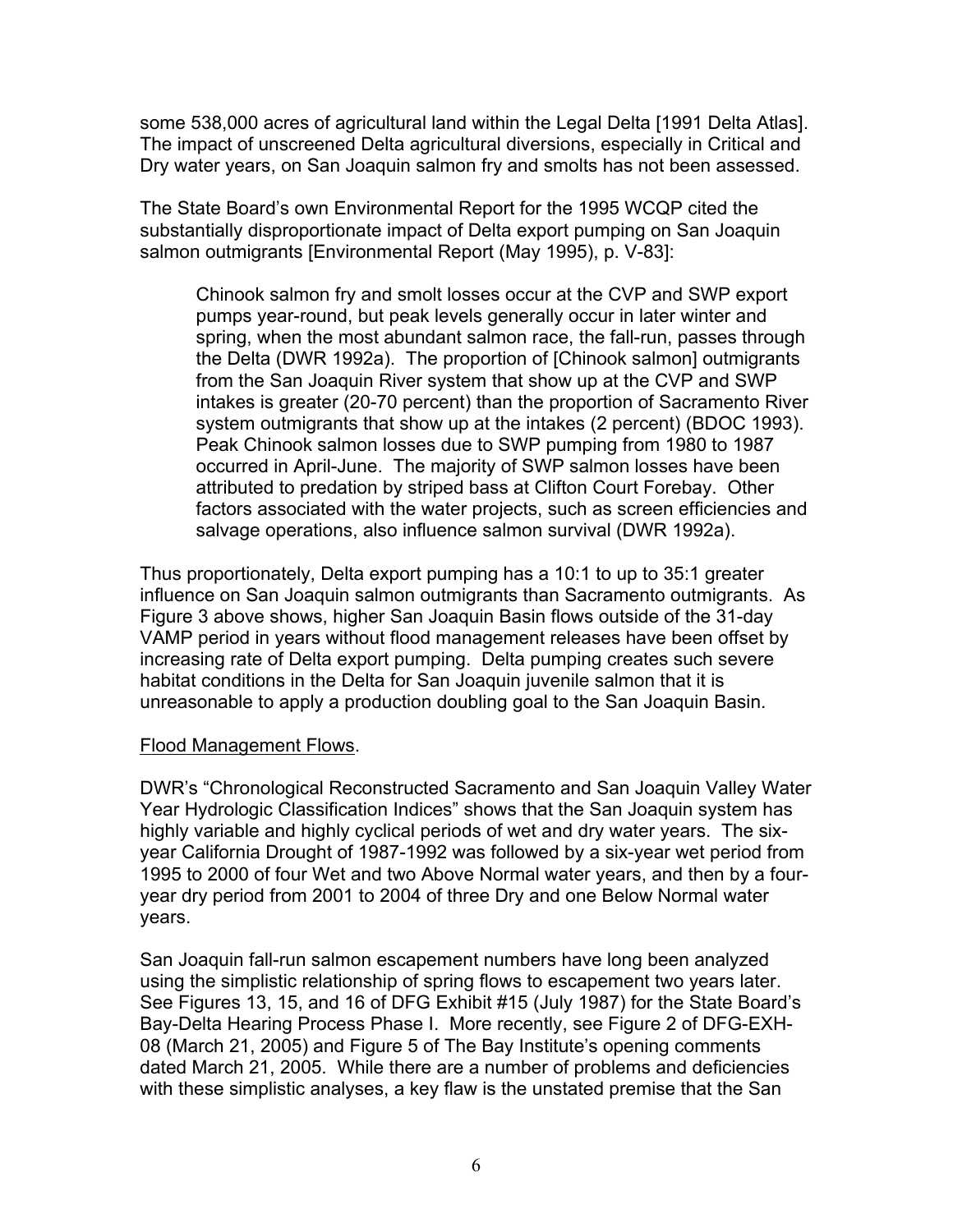some 538,000 acres of agricultural land within the Legal Delta [1991 Delta Atlas]. The impact of unscreened Delta agricultural diversions, especially in Critical and Dry water years, on San Joaquin salmon fry and smolts has not been assessed.

The State Board's own Environmental Report for the 1995 WCQP cited the substantially disproportionate impact of Delta export pumping on San Joaquin salmon outmigrants [Environmental Report (May 1995), p. V-83]:

> Chinook salmon fry and smolt losses occur at the CVP and SWP export pumps year-round, but peak levels generally occur in later winter and spring, when the most abundant salmon race, the fall-run, passes through the Delta (DWR 1992a). The proportion of [Chinook salmon] outmigrants from the San Joaquin River system that show up at the CVP and SWP intakes is greater (20-70 percent) than the proportion of Sacramento River system outmigrants that show up at the intakes (2 percent) (BDOC 1993). Peak Chinook salmon losses due to SWP pumping from 1980 to 1987 occurred in April-June. The majority of SWP salmon losses have been attributed to predation by striped bass at Clifton Court Forebay. Other factors associated with the water projects, such as screen efficiencies and salvage operations, also influence salmon survival (DWR 1992a).

Thus proportionately, Delta export pumping has a 10:1 to up to 35:1 greater influence on San Joaquin salmon outmigrants than Sacramento outmigrants. As Figure 3 above shows, higher San Joaquin Basin flows outside of the 31-day VAMP period in years without flood management releases have been offset by increasing rate of Delta export pumping. Delta pumping creates such severe habitat conditions in the Delta for San Joaquin juvenile salmon that it is unreasonable to apply a production doubling goal to the San Joaquin Basin.

<u>Flood Management Flows</u>.

DWR's "Chronological Reconstructed Sacramento and San Joaquin Valley Water Year Hydrologic Classification Indices" shows that the San Joaquin system has highly variable and highly cyclical periods of wet and dry water years. The six-year California Drought of 1987-1992 was followed by a six-year wet period from 1995 to 2000 of four Wet and two Above Normal water years, and then by a four-year dry period from 2001 to 2004 of three Dry and one Below Normal water years.

San Joaquin fall-run salmon escapement numbers have long been analyzed using the simplistic relationship of spring flows to escapement two years later. See Figures 13, 15, and 16 of DFG Exhibit #15 (July 1987) for the State Board's Bay-Delta Hearing Process Phase I. More recently, see Figure 2 of DFG-EXH-08 (March 21, 2005) and Figure 5 of The Bay Institute's opening comments dated March 21, 2005. While there are a number of problems and deficiencies with these simplistic analyses, a key flaw is the unstated premise that the San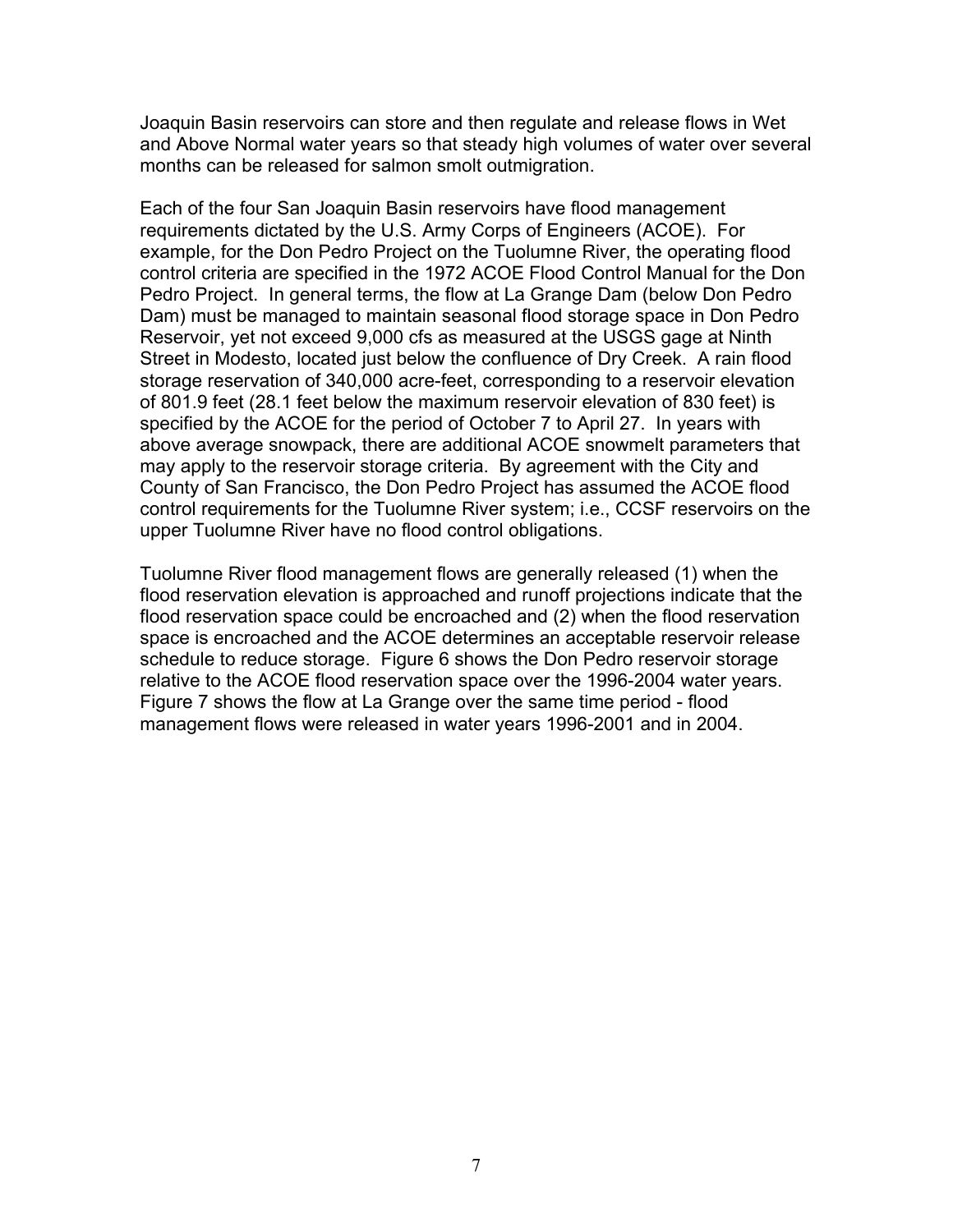Joaquin Basin reservoirs can store and then regulate and release flows in Wet and Above Normal water years so that steady high volumes of water over several months can be released for salmon smolt outmigration.

Each of the four San Joaquin Basin reservoirs have flood management requirements dictated by the U.S. Army Corps of Engineers (ACOE). For example, for the Don Pedro Project on the Tuolumne River, the operating flood control criteria are specified in the 1972 ACOE Flood Control Manual for the Don Pedro Project. In general terms, the flow at La Grange Dam (below Don Pedro Dam) must be managed to maintain seasonal flood storage space in Don Pedro Reservoir, yet not exceed 9,000 cfs as measured at the USGS gage at Ninth Street in Modesto, located just below the confluence of Dry Creek. A rain flood storage reservation of 340,000 acre-feet, corresponding to a reservoir elevation of 801.9 feet (28.1 feet below the maximum reservoir elevation of 830 feet) is specified by the ACOE for the period of October 7 to April 27. In years with above average snowpack, there are additional ACOE snowmelt parameters that may apply to the reservoir storage criteria. By agreement with the City and County of San Francisco, the Don Pedro Project has assumed the ACOE flood control requirements for the Tuolumne River system; i.e., CCSF reservoirs on the upper Tuolumne River have no flood control obligations.

Tuolumne River flood management flows are generally released (1) when the flood reservation elevation is approached and runoff projections indicate that the flood reservation space could be encroached and (2) when the flood reservation space is encroached and the ACOE determines an acceptable reservoir release schedule to reduce storage. Figure 6 shows the Don Pedro reservoir storage relative to the ACOE flood reservation space over the 1996-2004 water years. Figure 7 shows the flow at La Grange over the same time period - flood management flows were released in water years 1996-2001 and in 2004.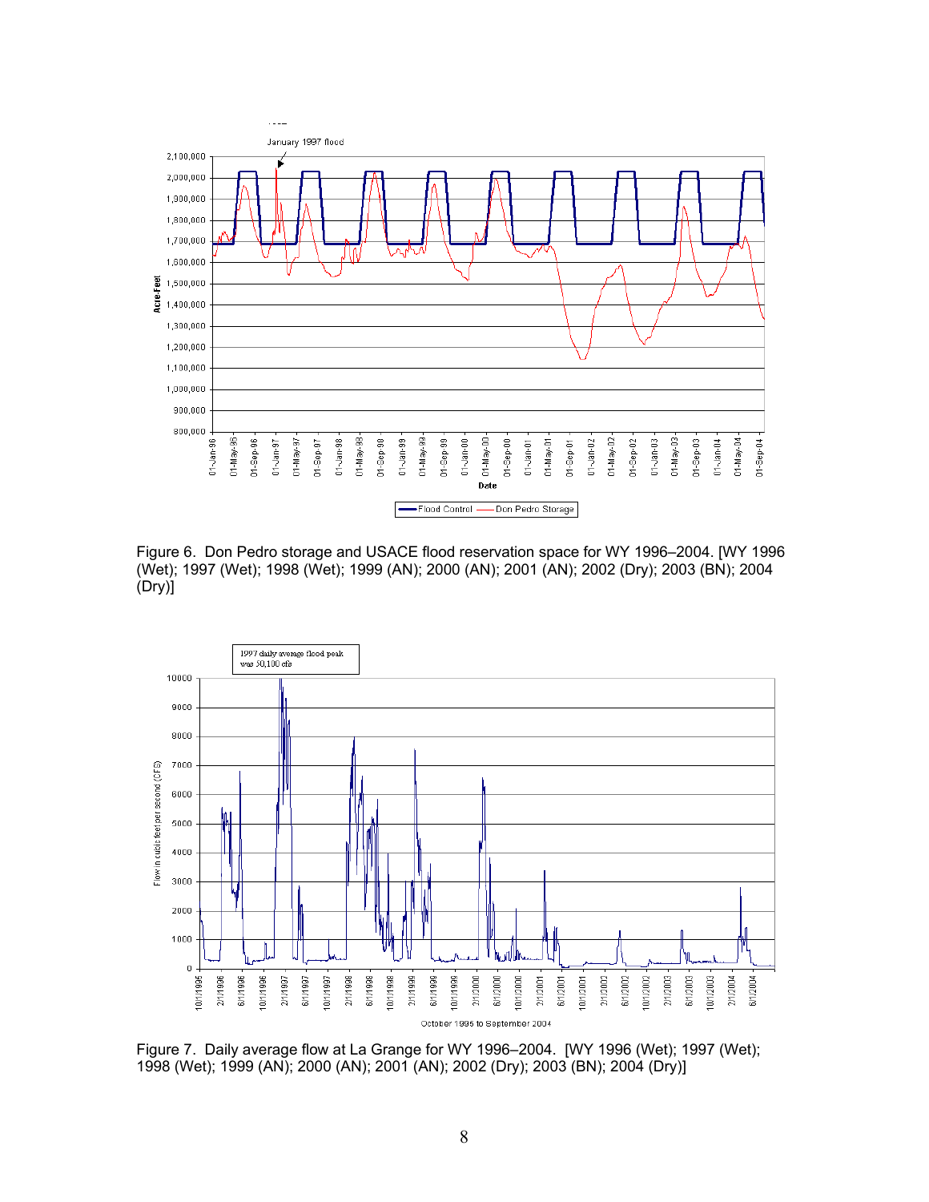Figure 6. Don Pedro storage and USACE flood reservation space for WY 1996–2004. [WY 1996 (Wet); 1997 (Wet); 1998 (Wet); 1999 (AN); 2000 (AN); 2001 (AN); 2002 (Dry); 2003 (BN); 2004 (Dry)]

Figure 7. Daily average flow at La Grange for WY 1996–2004. [WY 1996 (Wet); 1997 (Wet); 1998 (Wet); 1999 (AN); 2000 (AN); 2001 (AN); 2002 (Dry); 2003 (BN); 2004 (Dry)]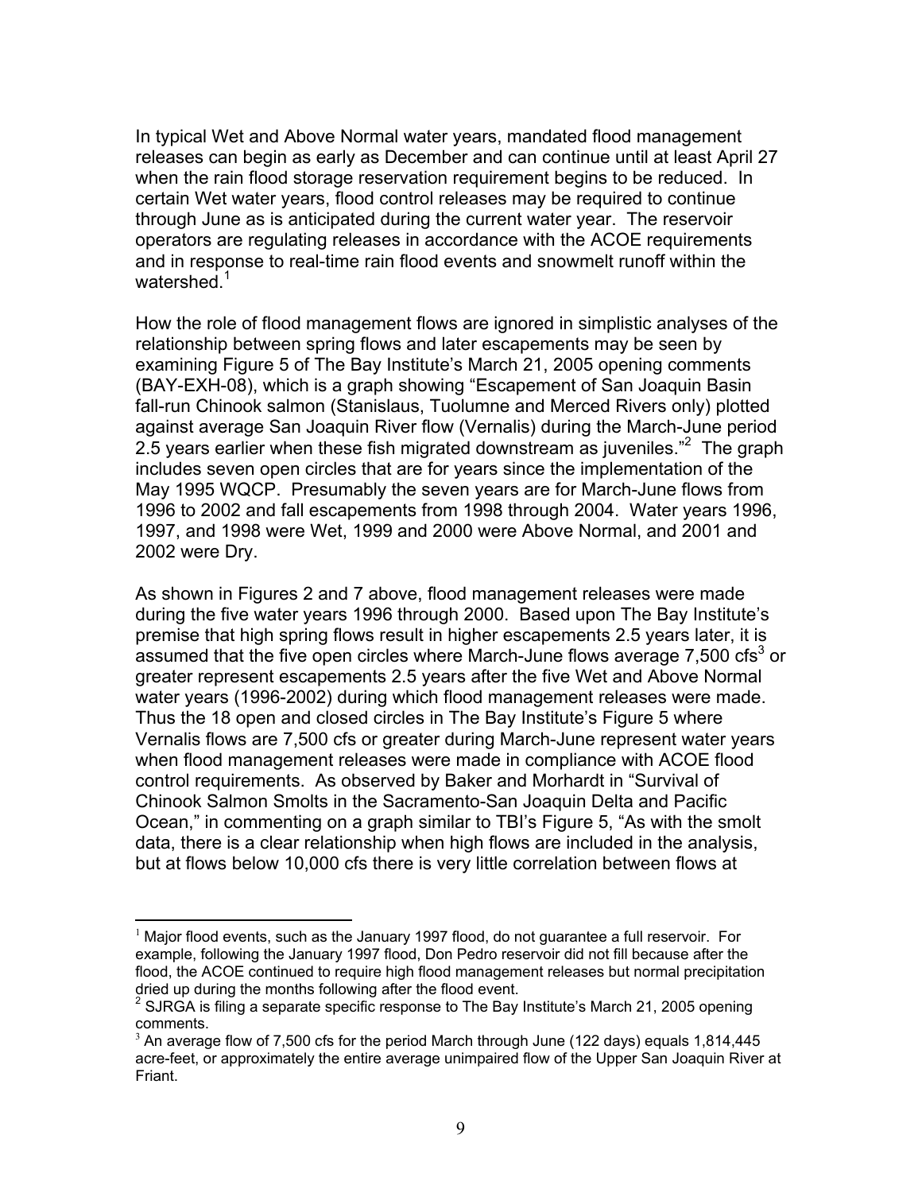In typical Wet and Above Normal water years, mandated flood management releases can begin as early as December and can continue until at least April 27 when the rain flood storage reservation requirement begins to be reduced. In certain Wet water years, flood control releases may be required to continue through June as is anticipated during the current water year. The reservoir operators are regulating releases in accordance with the ACOE requirements and in response to real-time rain flood events and snowmelt runoff within the watershed.[1]

How the role of flood management flows are ignored in simplistic analyses of the relationship between spring flows and later escapements may be seen by examining Figure 5 of The Bay Institute's March 21, 2005 opening comments (BAY-EXH-08), which is a graph showing "Escapement of San Joaquin Basin fall-run Chinook salmon (Stanislaus, Tuolumne and Merced Rivers only) plotted against average San Joaquin River flow (Vernalis) during the March-June period 2.5 years earlier when these fish migrated downstream as juveniles."[2] The graph includes seven open circles that are for years since the implementation of the May 1995 WQCP. Presumably the seven years are for March-June flows from 1996 to 2002 and fall escapements from 1998 through 2004. Water years 1996, 1997, and 1998 were Wet, 1999 and 2000 were Above Normal, and 2001 and 2002 were Dry.

As shown in Figures 2 and 7 above, flood management releases were made during the five water years 1996 through 2000. Based upon The Bay Institute's premise that high spring flows result in higher escapements 2.5 years later, it is assumed that the five open circles where March-June flows average 7,500 cfs[3] or greater represent escapements 2.5 years after the five Wet and Above Normal water years (1996-2002) during which flood management releases were made. Thus the 18 open and closed circles in The Bay Institute's Figure 5 where Vernalis flows are 7,500 cfs or greater during March-June represent water years when flood management releases were made in compliance with ACOE flood control requirements. As observed by Baker and Morhardt in "Survival of Chinook Salmon Smolts in the Sacramento-San Joaquin Delta and Pacific Ocean," in commenting on a graph similar to TBI's Figure 5, "As with the smolt data, there is a clear relationship when high flows are included in the analysis, but at flows below 10,000 cfs there is very little correlation between flows at

---

[1] Major flood events, such as the January 1997 flood, do not guarantee a full reservoir. For example, following the January 1997 flood, Don Pedro reservoir did not fill because after the flood, the ACOE continued to require high flood management releases but normal precipitation dried up during the months following after the flood event.

[2] SJRGA is filing a separate specific response to The Bay Institute's March 21, 2005 opening comments.

[3] An average flow of 7,500 cfs for the period March through June (122 days) equals 1,814,445 acre-feet, or approximately the entire average unimpaired flow of the Upper San Joaquin River at Friant.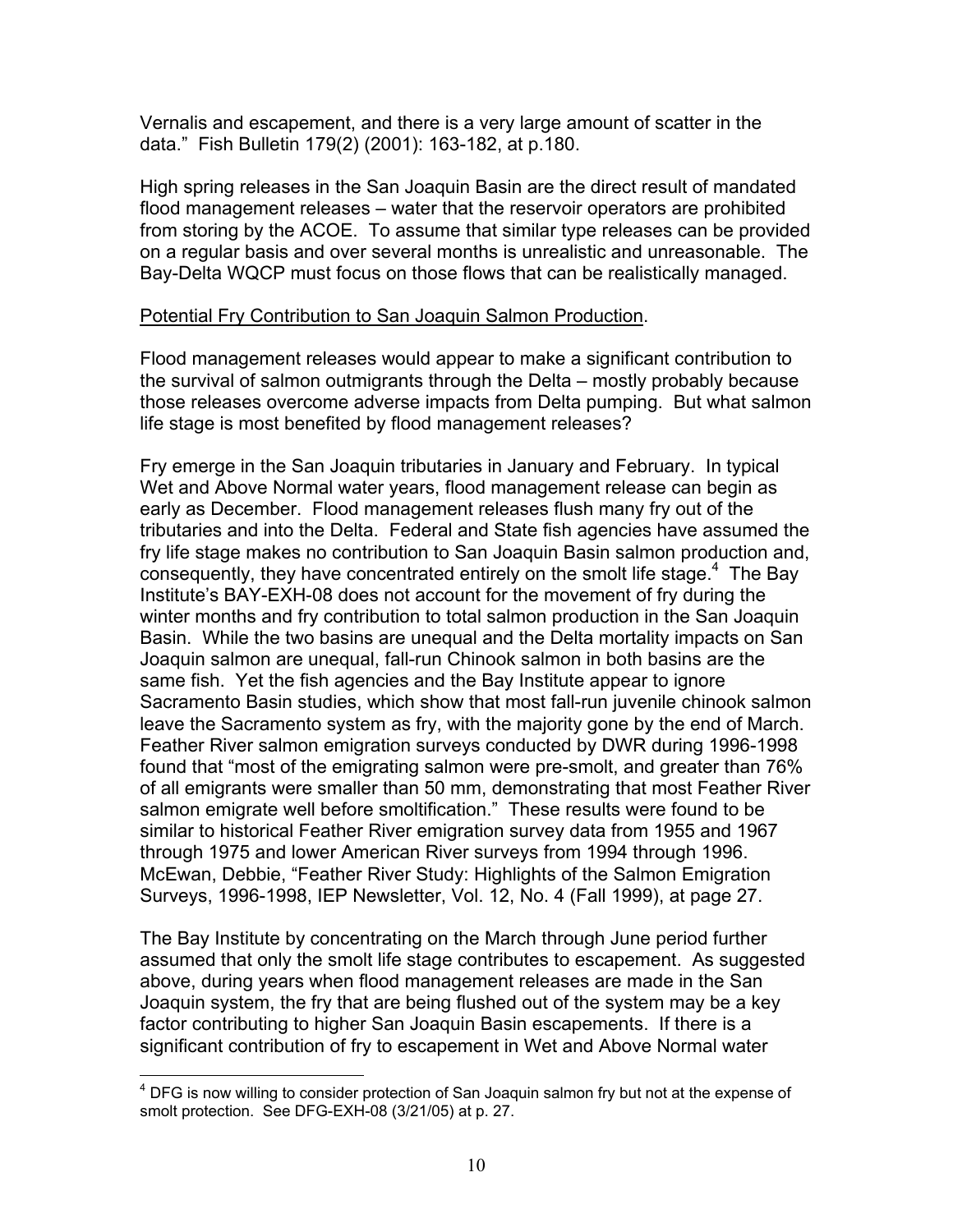Vernalis and escapement, and there is a very large amount of scatter in the data." Fish Bulletin 179(2) (2001): 163-182, at p.180.

High spring releases in the San Joaquin Basin are the direct result of mandated flood management releases – water that the reservoir operators are prohibited from storing by the ACOE. To assume that similar type releases can be provided on a regular basis and over several months is unrealistic and unreasonable. The Bay-Delta WQCP must focus on those flows that can be realistically managed.

<u>Potential Fry Contribution to San Joaquin Salmon Production</u>.

Flood management releases would appear to make a significant contribution to the survival of salmon outmigrants through the Delta – mostly probably because those releases overcome adverse impacts from Delta pumping. But what salmon life stage is most benefited by flood management releases?

Fry emerge in the San Joaquin tributaries in January and February. In typical Wet and Above Normal water years, flood management release can begin as early as December. Flood management releases flush many fry out of the tributaries and into the Delta. Federal and State fish agencies have assumed the fry life stage makes no contribution to San Joaquin Basin salmon production and, consequently, they have concentrated entirely on the smolt life stage.[4] The Bay Institute's BAY-EXH-08 does not account for the movement of fry during the winter months and fry contribution to total salmon production in the San Joaquin Basin. While the two basins are unequal and the Delta mortality impacts on San Joaquin salmon are unequal, fall-run Chinook salmon in both basins are the same fish. Yet the fish agencies and the Bay Institute appear to ignore Sacramento Basin studies, which show that most fall-run juvenile chinook salmon leave the Sacramento system as fry, with the majority gone by the end of March. Feather River salmon emigration surveys conducted by DWR during 1996-1998 found that "most of the emigrating salmon were pre-smolt, and greater than 76% of all emigrants were smaller than 50 mm, demonstrating that most Feather River salmon emigrate well before smoltification." These results were found to be similar to historical Feather River emigration survey data from 1955 and 1967 through 1975 and lower American River surveys from 1994 through 1996. McEwan, Debbie, "Feather River Study: Highlights of the Salmon Emigration Surveys, 1996-1998, IEP Newsletter, Vol. 12, No. 4 (Fall 1999), at page 27.

The Bay Institute by concentrating on the March through June period further assumed that only the smolt life stage contributes to escapement. As suggested above, during years when flood management releases are made in the San Joaquin system, the fry that are being flushed out of the system may be a key factor contributing to higher San Joaquin Basin escapements. If there is a significant contribution of fry to escapement in Wet and Above Normal water

---

[4] DFG is now willing to consider protection of San Joaquin salmon fry but not at the expense of smolt protection. See DFG-EXH-08 (3/21/05) at p. 27.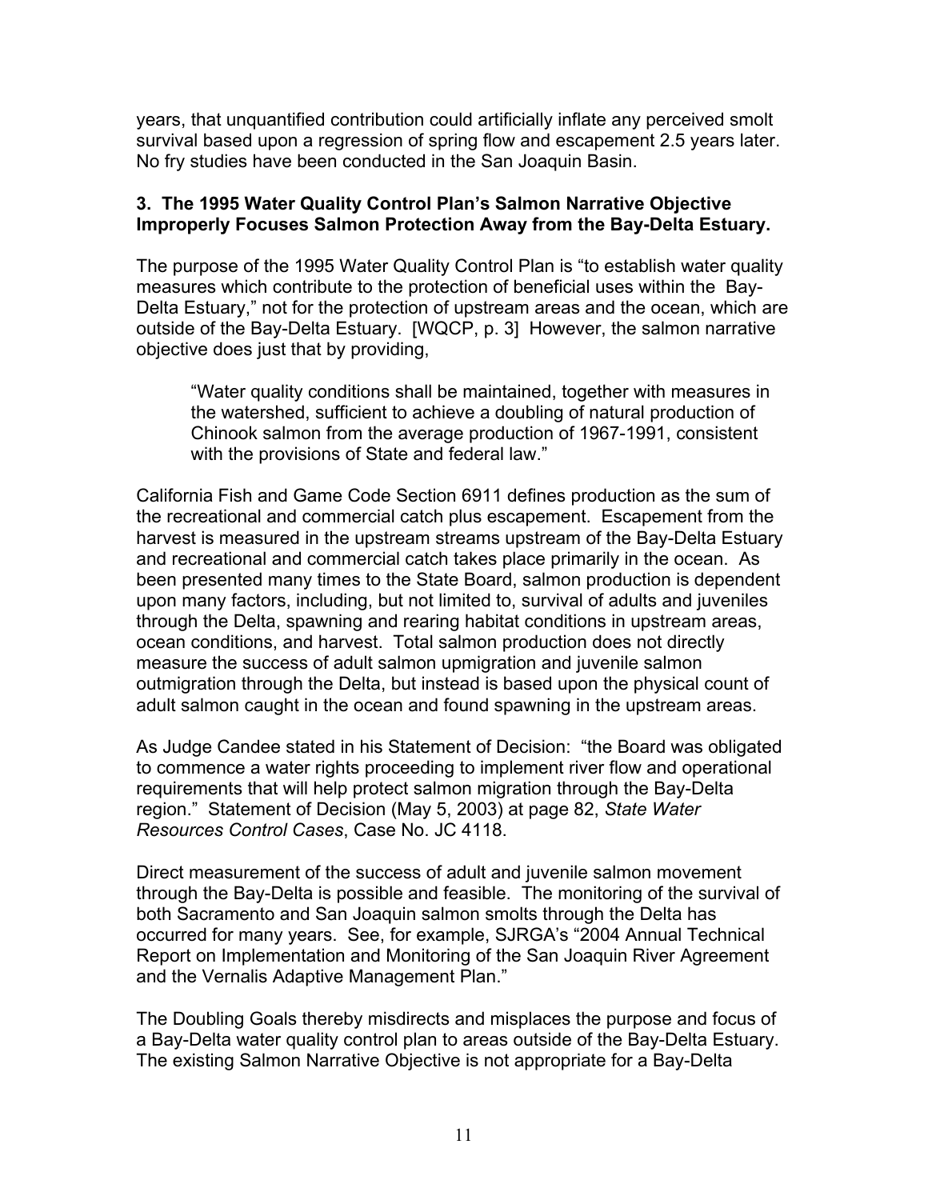years, that unquantified contribution could artificially inflate any perceived smolt survival based upon a regression of spring flow and escapement 2.5 years later. No fry studies have been conducted in the San Joaquin Basin.

**3. The 1995 Water Quality Control Plan's Salmon Narrative Objective Improperly Focuses Salmon Protection Away from the Bay-Delta Estuary.**

The purpose of the 1995 Water Quality Control Plan is "to establish water quality measures which contribute to the protection of beneficial uses within the Bay-Delta Estuary," not for the protection of upstream areas and the ocean, which are outside of the Bay-Delta Estuary. [WQCP, p. 3] However, the salmon narrative objective does just that by providing,

> "Water quality conditions shall be maintained, together with measures in the watershed, sufficient to achieve a doubling of natural production of Chinook salmon from the average production of 1967-1991, consistent with the provisions of State and federal law."

California Fish and Game Code Section 6911 defines production as the sum of the recreational and commercial catch plus escapement. Escapement from the harvest is measured in the upstream streams upstream of the Bay-Delta Estuary and recreational and commercial catch takes place primarily in the ocean. As been presented many times to the State Board, salmon production is dependent upon many factors, including, but not limited to, survival of adults and juveniles through the Delta, spawning and rearing habitat conditions in upstream areas, ocean conditions, and harvest. Total salmon production does not directly measure the success of adult salmon upmigration and juvenile salmon outmigration through the Delta, but instead is based upon the physical count of adult salmon caught in the ocean and found spawning in the upstream areas.

As Judge Candee stated in his Statement of Decision: "the Board was obligated to commence a water rights proceeding to implement river flow and operational requirements that will help protect salmon migration through the Bay-Delta region." Statement of Decision (May 5, 2003) at page 82, *State Water Resources Control Cases*, Case No. JC 4118.

Direct measurement of the success of adult and juvenile salmon movement through the Bay-Delta is possible and feasible. The monitoring of the survival of both Sacramento and San Joaquin salmon smolts through the Delta has occurred for many years. See, for example, SJRGA's "2004 Annual Technical Report on Implementation and Monitoring of the San Joaquin River Agreement and the Vernalis Adaptive Management Plan."

The Doubling Goals thereby misdirects and misplaces the purpose and focus of a Bay-Delta water quality control plan to areas outside of the Bay-Delta Estuary. The existing Salmon Narrative Objective is not appropriate for a Bay-Delta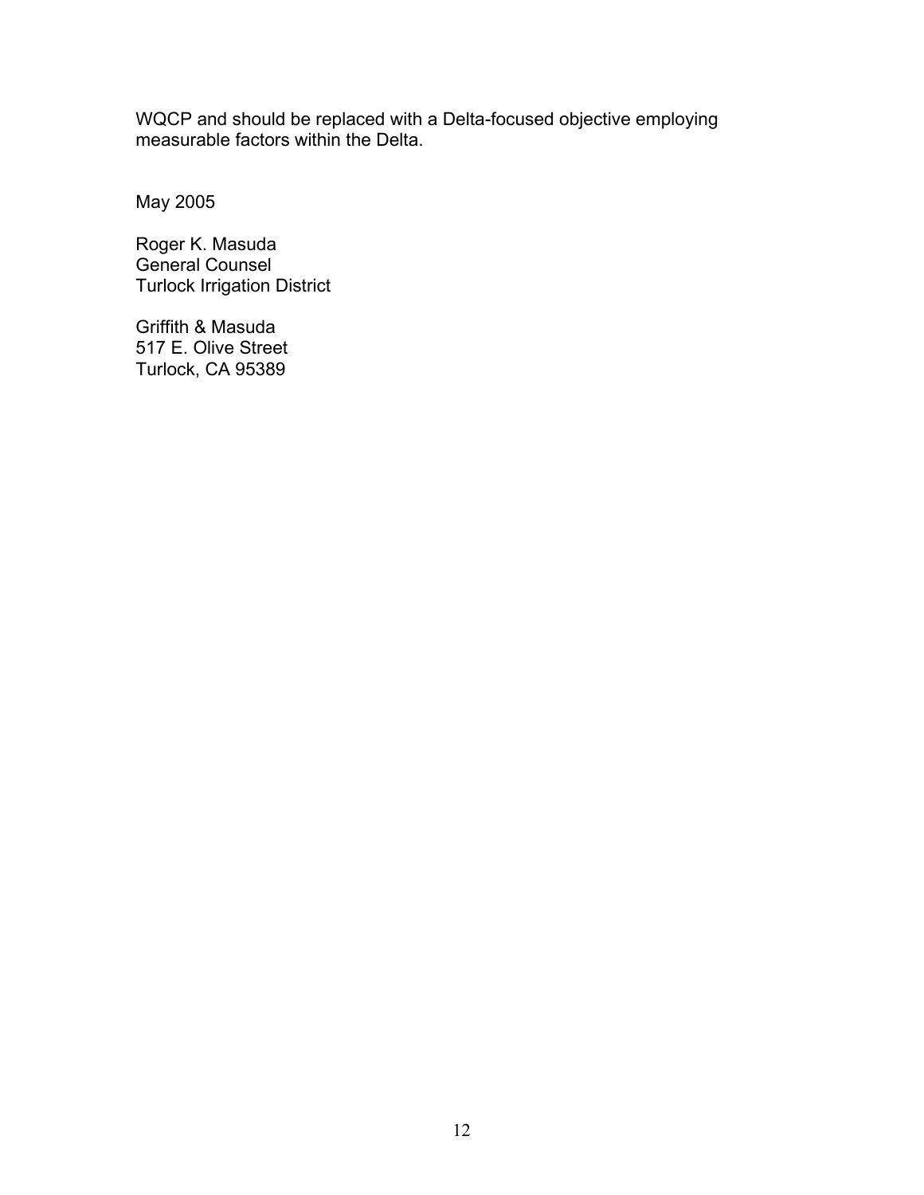WQCP and should be replaced with a Delta-focused objective employing measurable factors within the Delta.

May 2005

Roger K. Masuda  
General Counsel  
Turlock Irrigation District

Griffith & Masuda  
517 E. Olive Street  
Turlock, CA 95389